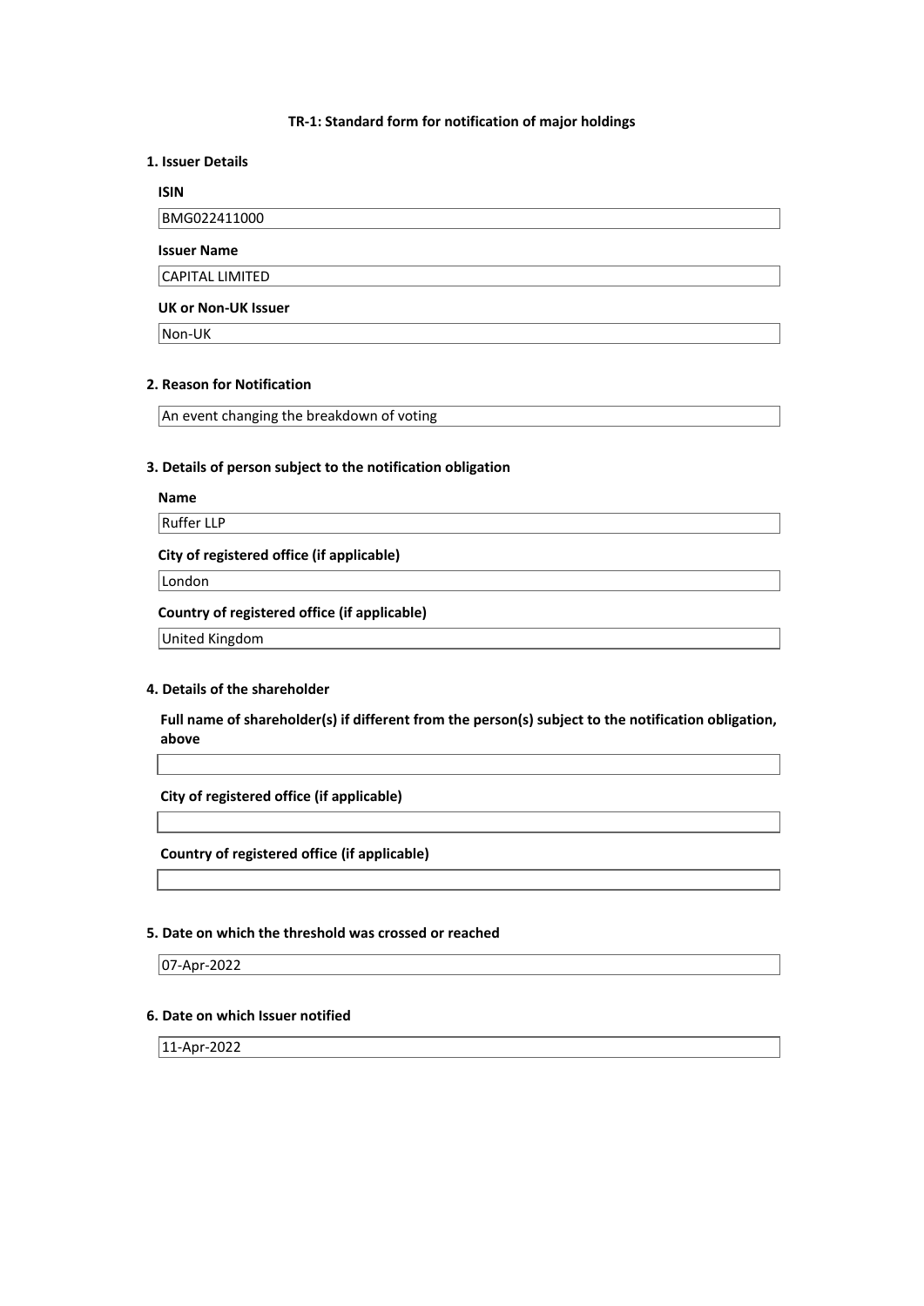# TR-1: Standard form for notification of major holdings

## 1. Issuer Details

**ISIN**

BMG022411000

**Issuer Name**

CAPITAL LIMITED

**UK or Non-UK Issuer**

Non-UK

## 2. Reason for Notification

An event changing the breakdown of voting

## 3. Details of person subject to the notification obligation

**Name**

Ruffer LLP

**City of registered office (if applicable)**

London

**Country of registered office (if applicable)**

United Kingdom

## 4. Details of the shareholder

**Full name of shareholder(s) if different from the person(s) subject to the notification obligation, above**

**City of registered office (if applicable)**

**Country of registered office (if applicable)**

## 5. Date on which the threshold was crossed or reached

07-Apr-2022

## 6. Date on which Issuer notified

11-Apr-2022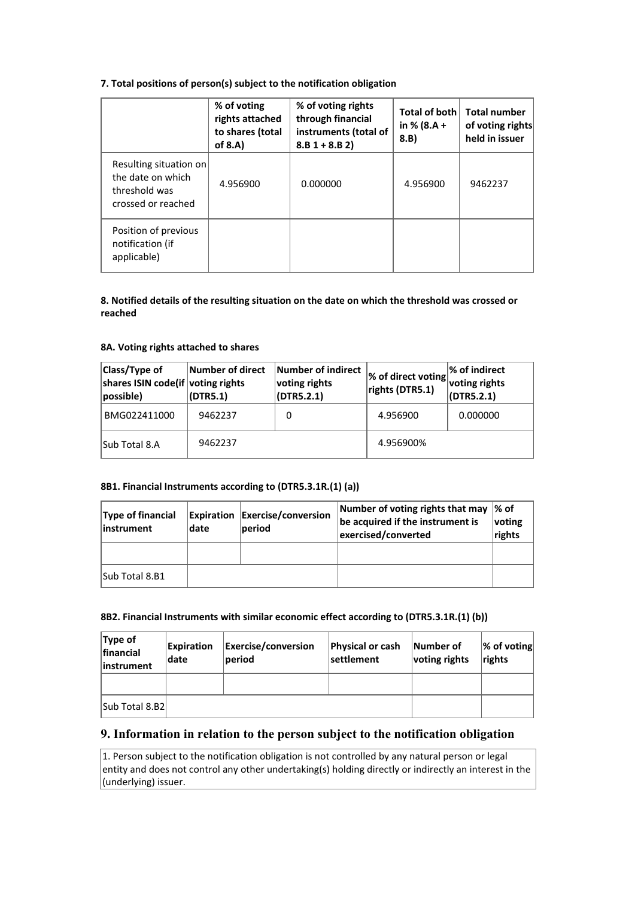#### 7. Total positions of person(s) subject to the notification obligation

| | % of voting rights attached to shares (total of 8.A) | % of voting rights through financial instruments (total of 8.B 1 + 8.B 2) | Total of both in % (8.A + 8.B) | Total number of voting rights held in issuer |
|---|---|---|---|---|
| Resulting situation on the date on which threshold was crossed or reached | 4.956900 | 0.000000 | 4.956900 | 9462237 |
| Position of previous notification (if applicable) | | | | |

#### 8. Notified details of the resulting situation on the date on which the threshold was crossed or reached

#### 8A. Voting rights attached to shares

| Class/Type of shares ISIN code(if possible) | Number of direct voting rights (DTR5.1) | Number of indirect voting rights (DTR5.2.1) | % of direct voting rights (DTR5.1) | % of indirect voting rights (DTR5.2.1) |
|---|---|---|---|---|
| BMG022411000 | 9462237 | 0 | 4.956900 | 0.000000 |
| Sub Total 8.A | 9462237 | | 4.956900% | |

#### 8B1. Financial Instruments according to (DTR5.3.1R.(1) (a))

| Type of financial instrument | Expiration date | Exercise/conversion period | Number of voting rights that may be acquired if the instrument is exercised/converted | % of voting rights |
|---|---|---|---|---|
| | | | | |
| Sub Total 8.B1 | | | | |

#### 8B2. Financial Instruments with similar economic effect according to (DTR5.3.1R.(1) (b))

| Type of financial instrument | Expiration date | Exercise/conversion period | Physical or cash settlement | Number of voting rights | % of voting rights |
|---|---|---|---|---|---|
| | | | | | |
| Sub Total 8.B2 | | | | | |

## 9. Information in relation to the person subject to the notification obligation

1. Person subject to the notification obligation is not controlled by any natural person or legal entity and does not control any other undertaking(s) holding directly or indirectly an interest in the (underlying) issuer.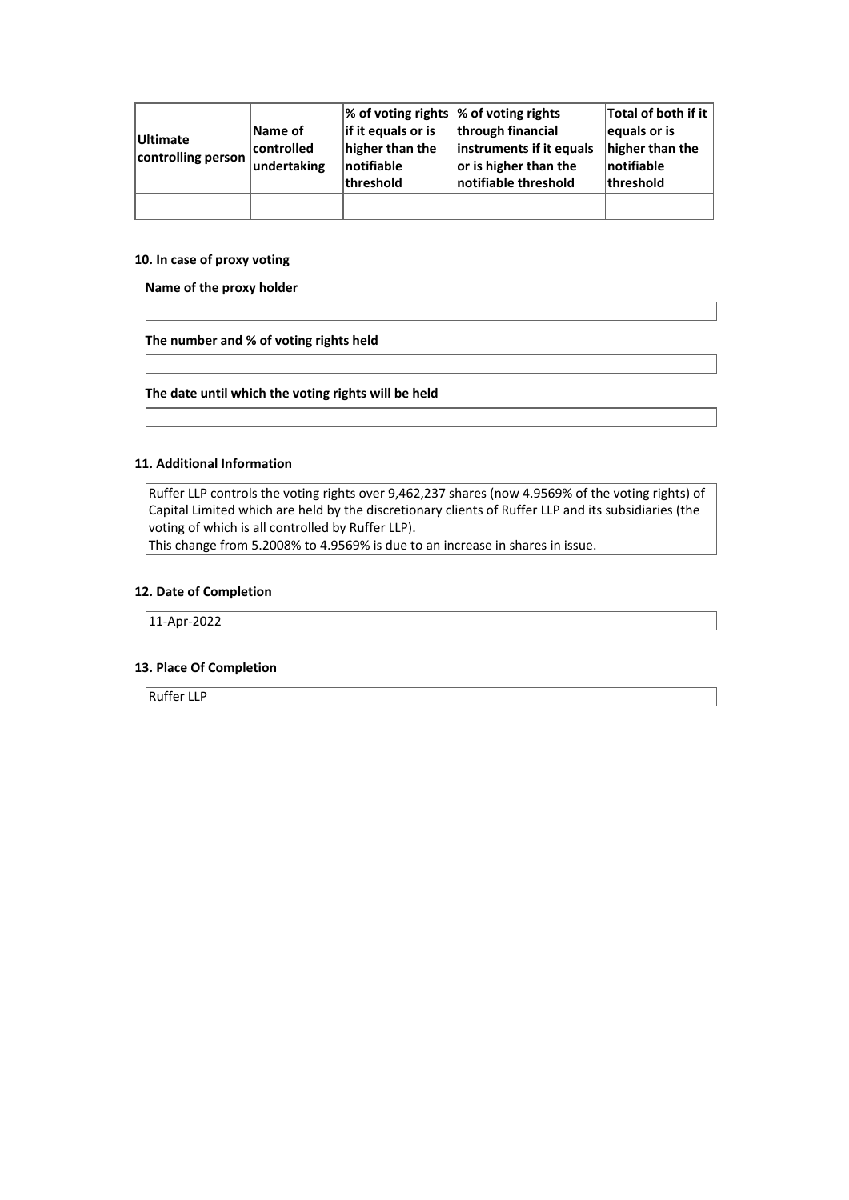| Ultimate controlling person | Name of controlled undertaking | % of voting rights if it equals or is higher than the notifiable threshold | % of voting rights through financial instruments if it equals or is higher than the notifiable threshold | Total of both if it equals or is higher than the notifiable threshold |
|---|---|---|---|---|
| | | | | |

**10. In case of proxy voting**

**Name of the proxy holder**

**The number and % of voting rights held**

**The date until which the voting rights will be held**

**11. Additional Information**

Ruffer LLP controls the voting rights over 9,462,237 shares (now 4.9569% of the voting rights) of Capital Limited which are held by the discretionary clients of Ruffer LLP and its subsidiaries (the voting of which is all controlled by Ruffer LLP).
This change from 5.2008% to 4.9569% is due to an increase in shares in issue.

**12. Date of Completion**

11-Apr-2022

**13. Place Of Completion**

Ruffer LLP